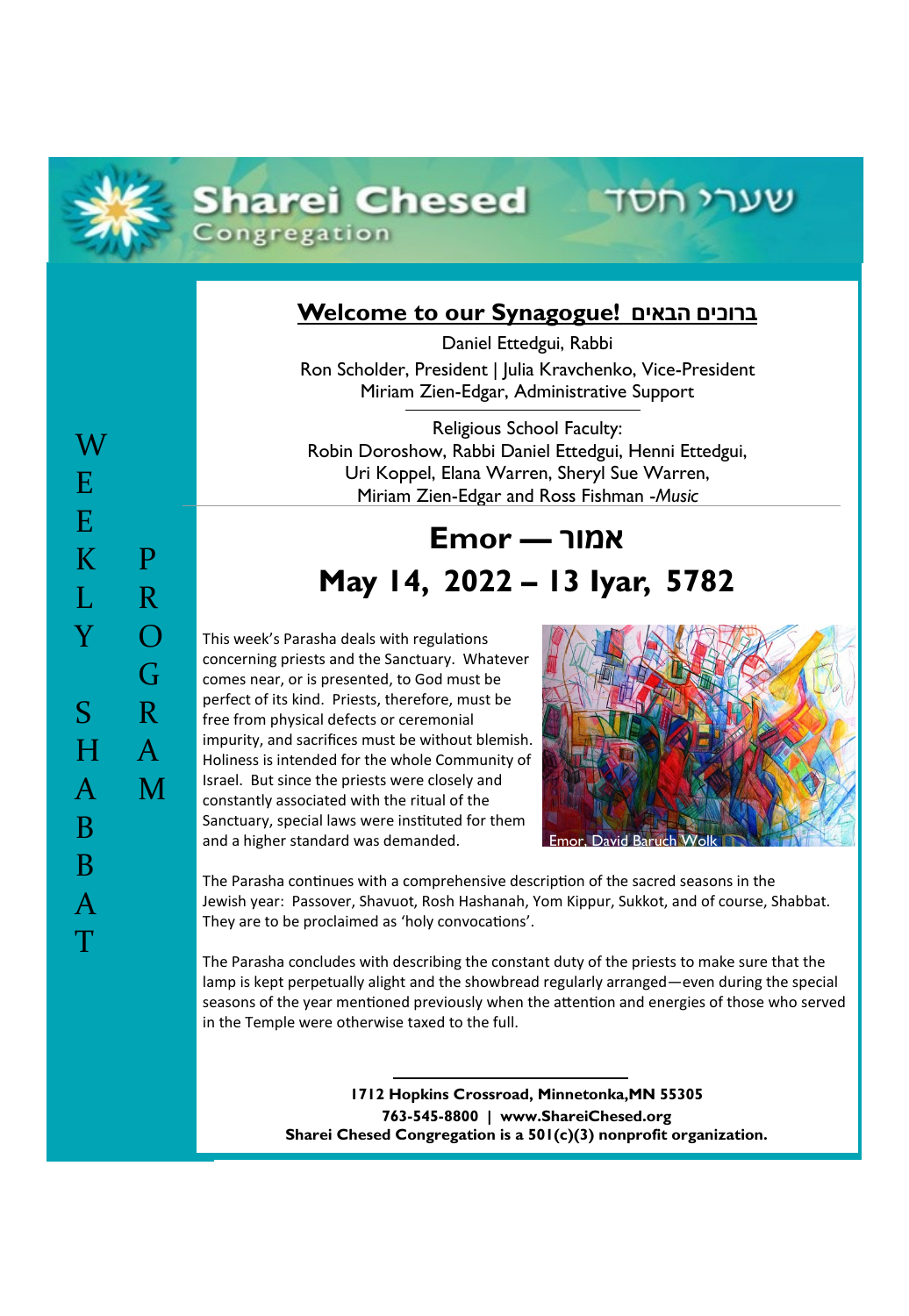# Sharei Chesed Congregation שערי חסד

WEEKLY SHABBAT PROGRAM

## Welcome to our Synagogue! ברוכים הבאים

Daniel Ettedgui, Rabbi

Ron Scholder, President | Julia Kravchenko, Vice-President

Miriam Zien-Edgar, Administrative Support

Religious School Faculty:
Robin Doroshow, Rabbi Daniel Ettedgui, Henni Ettedgui,
Uri Koppel, Elana Warren, Sheryl Sue Warren,
Miriam Zien-Edgar and Ross Fishman *-Music*

# Emor — אמור

# May 14, 2022 – 13 Iyar, 5782

This week's Parasha deals with regulations concerning priests and the Sanctuary. Whatever comes near, or is presented, to God must be perfect of its kind. Priests, therefore, must be free from physical defects or ceremonial impurity, and sacrifices must be without blemish. Holiness is intended for the whole Community of Israel. But since the priests were closely and constantly associated with the ritual of the Sanctuary, special laws were instituted for them and a higher standard was demanded.

Emor, David Baruch Wolk

The Parasha continues with a comprehensive description of the sacred seasons in the Jewish year: Passover, Shavuot, Rosh Hashanah, Yom Kippur, Sukkot, and of course, Shabbat. They are to be proclaimed as 'holy convocations'.

The Parasha concludes with describing the constant duty of the priests to make sure that the lamp is kept perpetually alight and the showbread regularly arranged—even during the special seasons of the year mentioned previously when the attention and energies of those who served in the Temple were otherwise taxed to the full.

**1712 Hopkins Crossroad, Minnetonka,MN 55305**
**763-545-8800 | www.ShareiChesed.org**
**Sharei Chesed Congregation is a 501(c)(3) nonprofit organization.**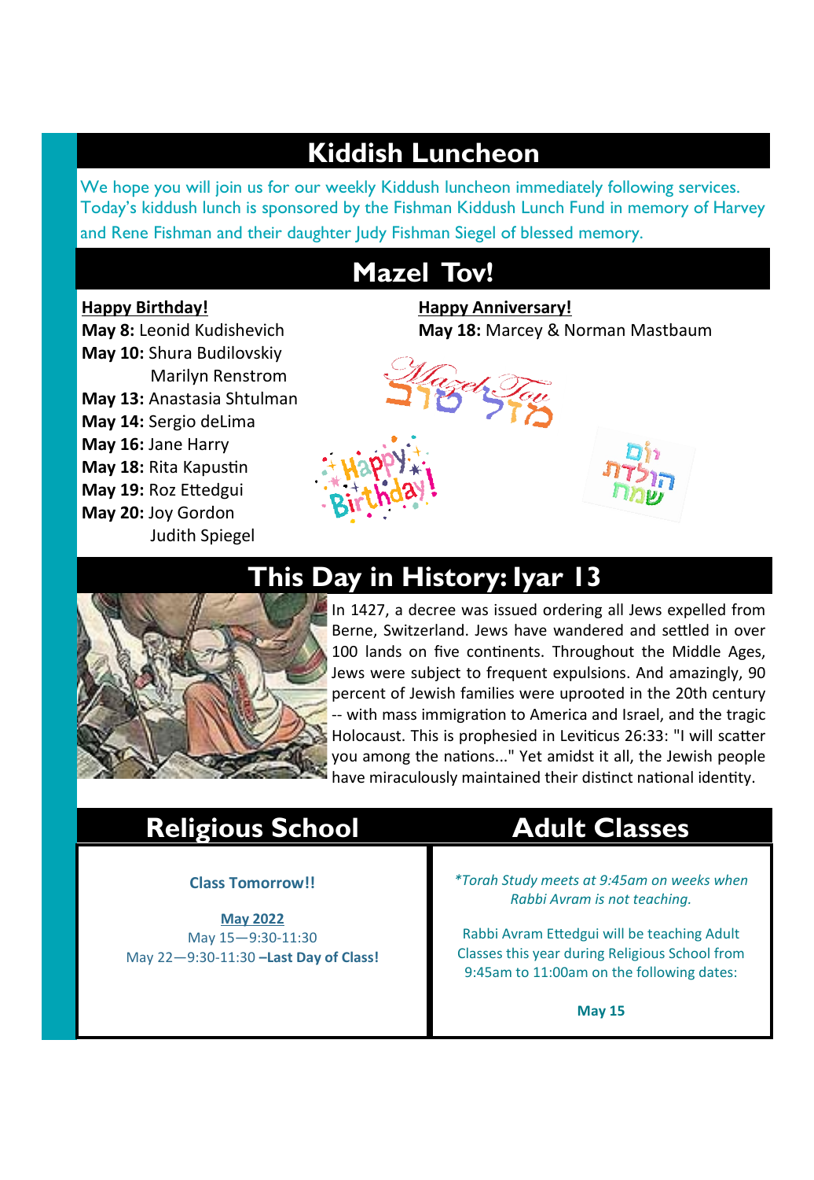## Kiddish Luncheon

We hope you will join us for our weekly Kiddush luncheon immediately following services. Today's kiddush lunch is sponsored by the Fishman Kiddush Lunch Fund in memory of Harvey and Rene Fishman and their daughter Judy Fishman Siegel of blessed memory.

## Mazel Tov!

**Happy Birthday!**

**May 8:** Leonid Kudishevich
**May 10:** Shura Budilovskiy
Marilyn Renstrom
**May 13:** Anastasia Shtulman
**May 14:** Sergio deLima
**May 16:** Jane Harry
**May 18:** Rita Kapustin
**May 19:** Roz Ettedgui
**May 20:** Joy Gordon
Judith Spiegel

**Happy Anniversary!**

**May 18:** Marcey & Norman Mastbaum

## This Day in History: Iyar 13

In 1427, a decree was issued ordering all Jews expelled from Berne, Switzerland. Jews have wandered and settled in over 100 lands on five continents. Throughout the Middle Ages, Jews were subject to frequent expulsions. And amazingly, 90 percent of Jewish families were uprooted in the 20th century -- with mass immigration to America and Israel, and the tragic Holocaust. This is prophesied in Leviticus 26:33: "I will scatter you among the nations..." Yet amidst it all, the Jewish people have miraculously maintained their distinct national identity.

## Religious School

**Class Tomorrow!!**

**May 2022**
May 15—9:30-11:30
May 22—9:30-11:30 **–Last Day of Class!**

## Adult Classes

*\*Torah Study meets at 9:45am on weeks when Rabbi Avram is not teaching.*

Rabbi Avram Ettedgui will be teaching Adult Classes this year during Religious School from 9:45am to 11:00am on the following dates:

**May 15**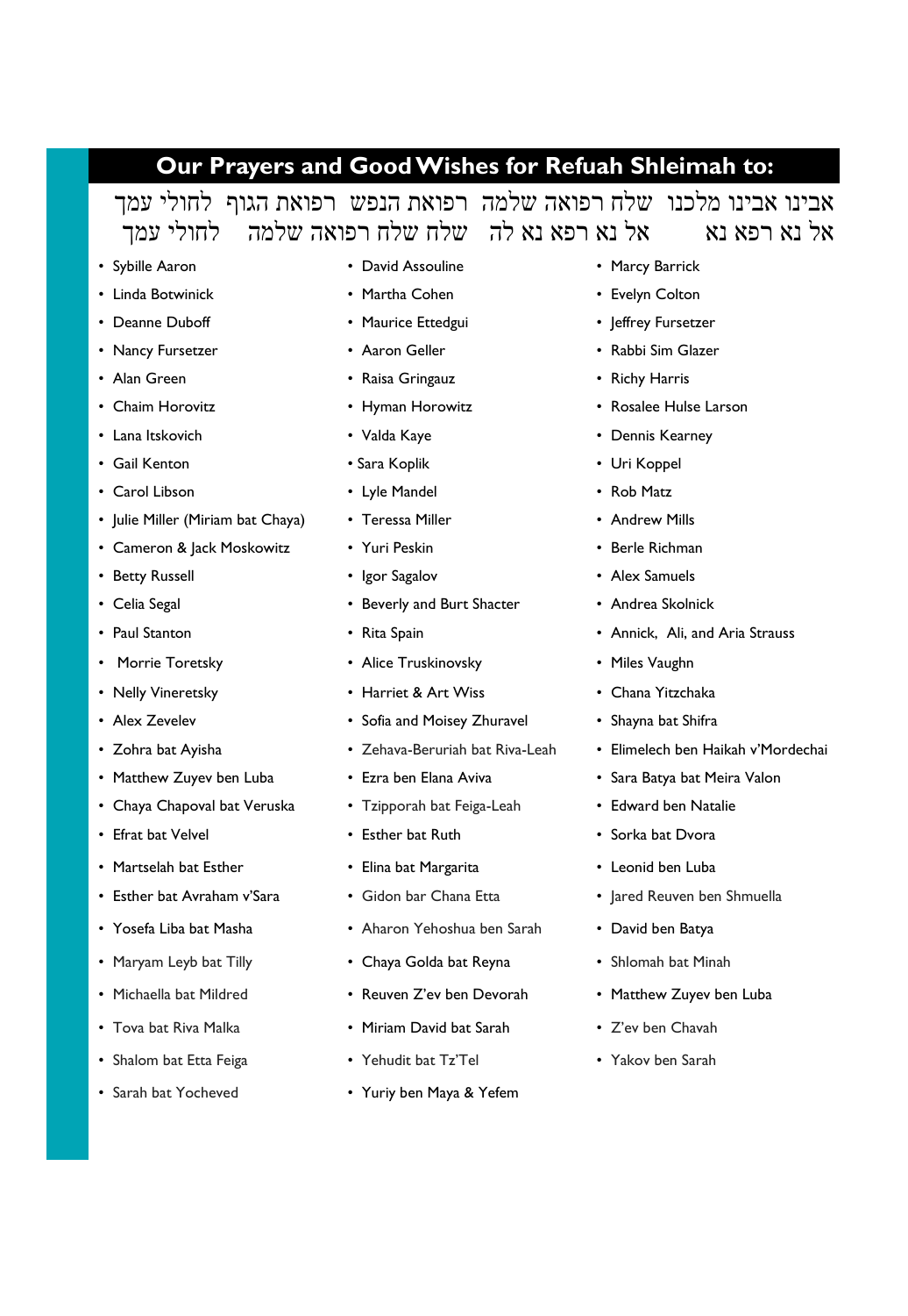## Our Prayers and Good Wishes for Refuah Shleimah to:

אבינו מלכנו שלח רפואה שלמה רפואת הנפש רפואת הגוף לחולי עמך
אל נא רפא נא אל נא רפא נא לה שלח שלח רפואה שלמה לחולי עמך

- Sybille Aaron
- Linda Botwinick
- Deanne Duboff
- Nancy Fursetzer
- Alan Green
- Chaim Horovitz
- Lana Itskovich
- Gail Kenton
- Carol Libson
- Julie Miller (Miriam bat Chaya)
- Cameron & Jack Moskowitz
- Betty Russell
- Celia Segal
- Paul Stanton
- Morrie Toretsky
- Nelly Vineretsky
- Alex Zevelev
- Zohra bat Ayisha
- Matthew Zuyev ben Luba
- Chaya Chapoval bat Veruska
- Efrat bat Velvel
- Martselah bat Esther
- Esther bat Avraham v'Sara
- Yosefa Liba bat Masha
- Maryam Leyb bat Tilly
- Michaella bat Mildred
- Tova bat Riva Malka
- Shalom bat Etta Feiga
- Sarah bat Yocheved
- David Assouline
- Martha Cohen
- Maurice Ettedgui
- Aaron Geller
- Raisa Gringauz
- Hyman Horowitz
- Valda Kaye
- Sara Koplik
- Lyle Mandel
- Teressa Miller
- Yuri Peskin
- Igor Sagalov
- Beverly and Burt Shacter
- Rita Spain
- Alice Truskinovsky
- Harriet & Art Wiss
- Sofia and Moisey Zhuravel
- Zehava-Beruriah bat Riva-Leah
- Ezra ben Elana Aviva
- Tzipporah bat Feiga-Leah
- Esther bat Ruth
- Elina bat Margarita
- Gidon bar Chana Etta
- Aharon Yehoshua ben Sarah
- Chaya Golda bat Reyna
- Reuven Z'ev ben Devorah
- Miriam David bat Sarah
- Yehudit bat Tz'Tel
- Yuriy ben Maya & Yefem
- Marcy Barrick
- Evelyn Colton
- Jeffrey Fursetzer
- Rabbi Sim Glazer
- Richy Harris
- Rosalee Hulse Larson
- Dennis Kearney
- Uri Koppel
- Rob Matz
- Andrew Mills
- Berle Richman
- Alex Samuels
- Andrea Skolnick
- Annick, Ali, and Aria Strauss
- Miles Vaughn
- Chana Yitzchaka
- Shayna bat Shifra
- Elimelech ben Haikah v'Mordechai
- Sara Batya bat Meira Valon
- Edward ben Natalie
- Sorka bat Dvora
- Leonid ben Luba
- Jared Reuven ben Shmuella
- David ben Batya
- Shlomah bat Minah
- Matthew Zuyev ben Luba
- Z'ev ben Chavah
- Yakov ben Sarah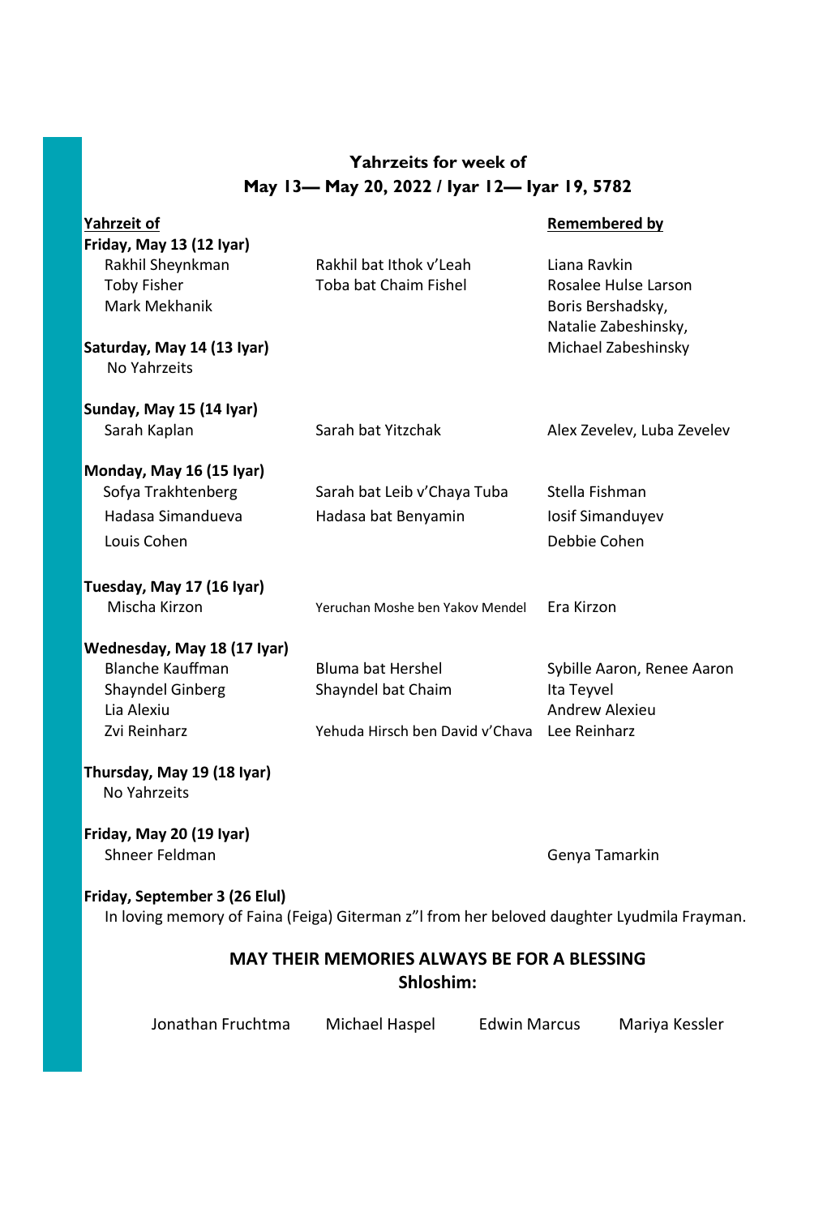## Yahrzeits for week of
## May 13— May 20, 2022 / Iyar 12— Iyar 19, 5782

| Yahrzeit of | | Remembered by |
|---|---|---|
| **Friday, May 13 (12 Iyar)** | | |
| Rakhil Sheynkman | Rakhil bat Ithok v'Leah | Liana Ravkin |
| Toby Fisher | Toba bat Chaim Fishel | Rosalee Hulse Larson |
| Mark Mekhanik | | Boris Bershadsky, Natalie Zabeshinsky, Michael Zabeshinsky |
| **Saturday, May 14 (13 Iyar)** | | |
| No Yahrzeits | | |
| **Sunday, May 15 (14 Iyar)** | | |
| Sarah Kaplan | Sarah bat Yitzchak | Alex Zevelev, Luba Zevelev |
| **Monday, May 16 (15 Iyar)** | | |
| Sofya Trakhtenberg | Sarah bat Leib v'Chaya Tuba | Stella Fishman |
| Hadasa Simandueva | Hadasa bat Benyamin | Iosif Simanduyev |
| Louis Cohen | | Debbie Cohen |
| **Tuesday, May 17 (16 Iyar)** | | |
| Mischa Kirzon | Yeruchan Moshe ben Yakov Mendel | Era Kirzon |
| **Wednesday, May 18 (17 Iyar)** | | |
| Blanche Kauffman | Bluma bat Hershel | Sybille Aaron, Renee Aaron |
| Shayndel Ginberg | Shayndel bat Chaim | Ita Teyvel |
| Lia Alexiu | | Andrew Alexieu |
| Zvi Reinharz | Yehuda Hirsch ben David v'Chava | Lee Reinharz |
| **Thursday, May 19 (18 Iyar)** | | |
| No Yahrzeits | | |
| **Friday, May 20 (19 Iyar)** | | |
| Shneer Feldman | | Genya Tamarkin |

**Friday, September 3 (26 Elul)**

In loving memory of Faina (Feiga) Giterman z"l from her beloved daughter Lyudmila Frayman.

**MAY THEIR MEMORIES ALWAYS BE FOR A BLESSING**

**Shloshim:**

Jonathan Fruchtma    Michael Haspel    Edwin Marcus    Mariya Kessler